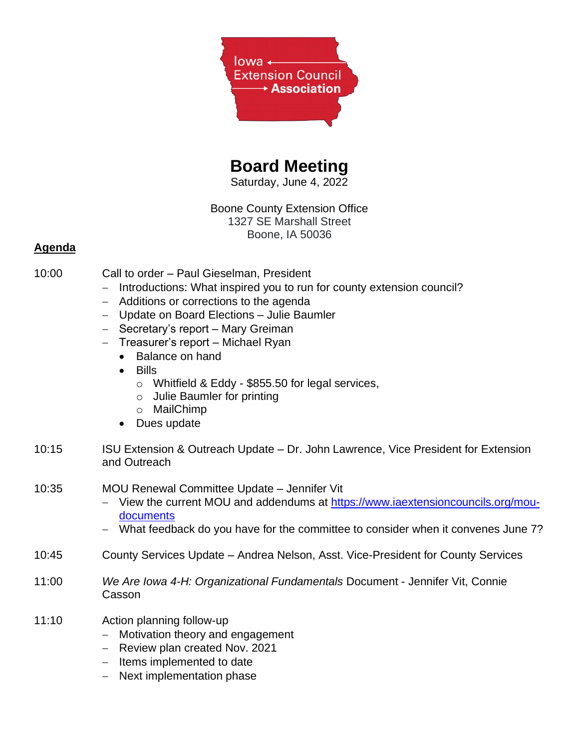Iowa Extension Council Association

# Board Meeting

Saturday, June 4, 2022

Boone County Extension Office
1327 SE Marshall Street
Boone, IA 50036

## Agenda

**10:00** Call to order – Paul Gieselman, President

- Introductions: What inspired you to run for county extension council?
- Additions or corrections to the agenda
- Update on Board Elections – Julie Baumler
- Secretary's report – Mary Greiman
- Treasurer's report – Michael Ryan
  - Balance on hand
  - Bills
    - Whitfield & Eddy - $855.50 for legal services,
    - Julie Baumler for printing
    - MailChimp
  - Dues update

**10:15** ISU Extension & Outreach Update – Dr. John Lawrence, Vice President for Extension and Outreach

**10:35** MOU Renewal Committee Update – Jennifer Vit

- View the current MOU and addendums at https://www.iaextensioncouncils.org/mou-documents
- What feedback do you have for the committee to consider when it convenes June 7?

**10:45** County Services Update – Andrea Nelson, Asst. Vice-President for County Services

**11:00** *We Are Iowa 4-H: Organizational Fundamentals* Document - Jennifer Vit, Connie Casson

**11:10** Action planning follow-up

- Motivation theory and engagement
- Review plan created Nov. 2021
- Items implemented to date
- Next implementation phase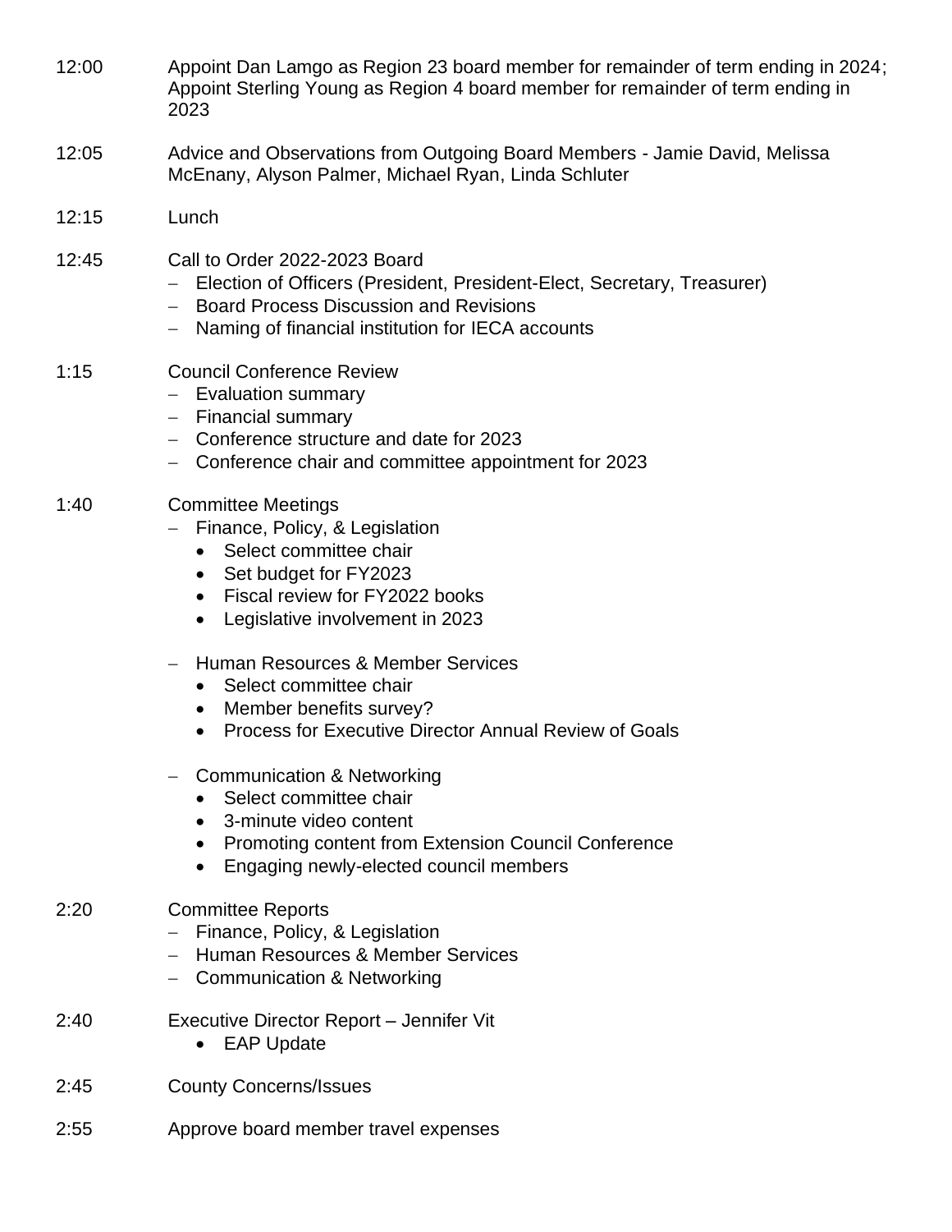12:00 Appoint Dan Lamgo as Region 23 board member for remainder of term ending in 2024; Appoint Sterling Young as Region 4 board member for remainder of term ending in 2023

12:05 Advice and Observations from Outgoing Board Members - Jamie David, Melissa McEnany, Alyson Palmer, Michael Ryan, Linda Schluter

12:15 Lunch

12:45 Call to Order 2022-2023 Board
- Election of Officers (President, President-Elect, Secretary, Treasurer)
- Board Process Discussion and Revisions
- Naming of financial institution for IECA accounts

1:15 Council Conference Review
- Evaluation summary
- Financial summary
- Conference structure and date for 2023
- Conference chair and committee appointment for 2023

1:40 Committee Meetings
- Finance, Policy, & Legislation
  - Select committee chair
  - Set budget for FY2023
  - Fiscal review for FY2022 books
  - Legislative involvement in 2023
- Human Resources & Member Services
  - Select committee chair
  - Member benefits survey?
  - Process for Executive Director Annual Review of Goals
- Communication & Networking
  - Select committee chair
  - 3-minute video content
  - Promoting content from Extension Council Conference
  - Engaging newly-elected council members

2:20 Committee Reports
- Finance, Policy, & Legislation
- Human Resources & Member Services
- Communication & Networking

2:40 Executive Director Report – Jennifer Vit
- EAP Update

2:45 County Concerns/Issues

2:55 Approve board member travel expenses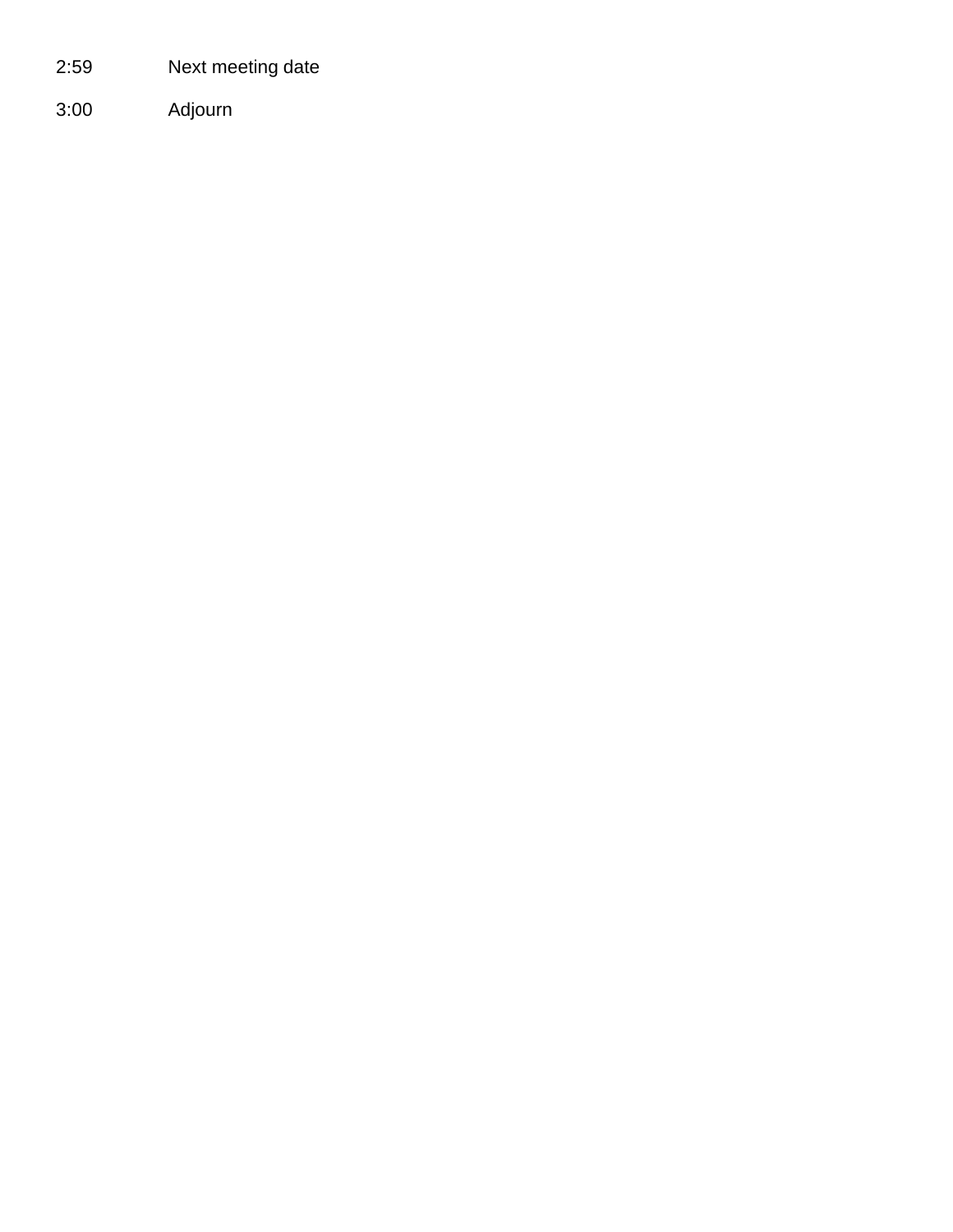2:59 Next meeting date

3:00 Adjourn